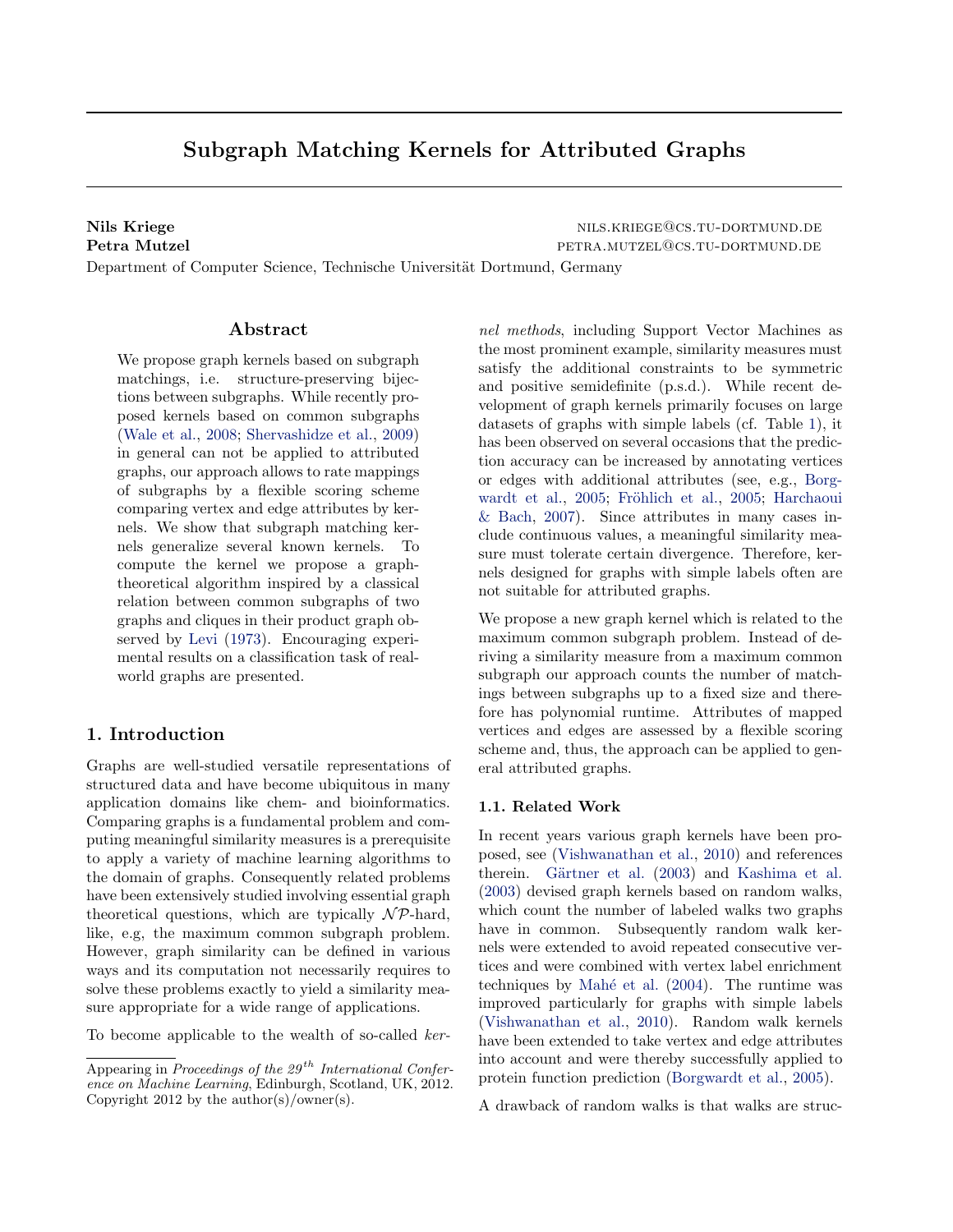# Subgraph Matching Kernels for Attributed Graphs

**Nils Kriege** NILS.KRIEGE@CS.TU-DORTMUND.DE
**Petra Mutzel** PETRA.MUTZEL@CS.TU-DORTMUND.DE
Department of Computer Science, Technische Universität Dortmund, Germany

## Abstract

We propose graph kernels based on subgraph matchings, i.e. structure-preserving bijections between subgraphs. While recently proposed kernels based on common subgraphs (Wale et al., 2008; Shervashidze et al., 2009) in general can not be applied to attributed graphs, our approach allows to rate mappings of subgraphs by a flexible scoring scheme comparing vertex and edge attributes by kernels. We show that subgraph matching kernels generalize several known kernels. To compute the kernel we propose a graph-theoretical algorithm inspired by a classical relation between common subgraphs of two graphs and cliques in their product graph observed by Levi (1973). Encouraging experimental results on a classification task of real-world graphs are presented.

## 1. Introduction

Graphs are well-studied versatile representations of structured data and have become ubiquitous in many application domains like chem- and bioinformatics. Comparing graphs is a fundamental problem and computing meaningful similarity measures is a prerequisite to apply a variety of machine learning algorithms to the domain of graphs. Consequently related problems have been extensively studied involving essential graph theoretical questions, which are typically $\mathcal{NP}$-hard, like, e.g, the maximum common subgraph problem. However, graph similarity can be defined in various ways and its computation not necessarily requires to solve these problems exactly to yield a similarity measure appropriate for a wide range of applications.

To become applicable to the wealth of so-called *kernel methods*, including Support Vector Machines as the most prominent example, similarity measures must satisfy the additional constraints to be symmetric and positive semidefinite (p.s.d.). While recent development of graph kernels primarily focuses on large datasets of graphs with simple labels (cf. Table 1), it has been observed on several occasions that the prediction accuracy can be increased by annotating vertices or edges with additional attributes (see, e.g., Borgwardt et al., 2005; Fröhlich et al., 2005; Harchaoui & Bach, 2007). Since attributes in many cases include continuous values, a meaningful similarity measure must tolerate certain divergence. Therefore, kernels designed for graphs with simple labels often are not suitable for attributed graphs.

We propose a new graph kernel which is related to the maximum common subgraph problem. Instead of deriving a similarity measure from a maximum common subgraph our approach counts the number of matchings between subgraphs up to a fixed size and therefore has polynomial runtime. Attributes of mapped vertices and edges are assessed by a flexible scoring scheme and, thus, the approach can be applied to general attributed graphs.

### 1.1. Related Work

In recent years various graph kernels have been proposed, see (Vishwanathan et al., 2010) and references therein. Gärtner et al. (2003) and Kashima et al. (2003) devised graph kernels based on random walks, which count the number of labeled walks two graphs have in common. Subsequently random walk kernels were extended to avoid repeated consecutive vertices and were combined with vertex label enrichment techniques by Mahé et al. (2004). The runtime was improved particularly for graphs with simple labels (Vishwanathan et al., 2010). Random walk kernels have been extended to take vertex and edge attributes into account and were thereby successfully applied to protein function prediction (Borgwardt et al., 2005).

A drawback of random walks is that walks are struc-

---

Appearing in *Proceedings of the 29th International Conference on Machine Learning*, Edinburgh, Scotland, UK, 2012. Copyright 2012 by the author(s)/owner(s).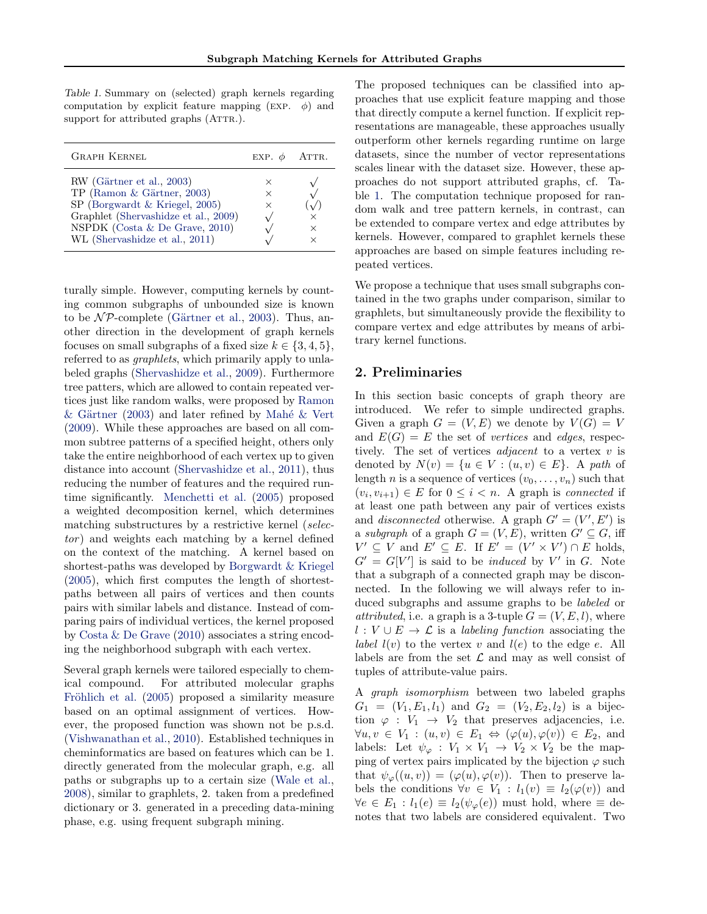Table 1. Summary on (selected) graph kernels regarding computation by explicit feature mapping (EXP. $\phi$) and support for attributed graphs (ATTR.).

| GRAPH KERNEL | EXP. $\phi$ | ATTR. |
|---|---|---|
| RW (Gärtner et al., 2003) | × | √ |
| TP (Ramon & Gärtner, 2003) | × | √ |
| SP (Borgwardt & Kriegel, 2005) | × | (√) |
| Graphlet (Shervashidze et al., 2009) | √ | × |
| NSPDK (Costa & De Grave, 2010) | √ | × |
| WL (Shervashidze et al., 2011) | √ | × |

turally simple. However, computing kernels by counting common subgraphs of unbounded size is known to be $\mathcal{NP}$-complete (Gärtner et al., 2003). Thus, another direction in the development of graph kernels focuses on small subgraphs of a fixed size $k \in \{3, 4, 5\}$, referred to as *graphlets*, which primarily apply to unlabeled graphs (Shervashidze et al., 2009). Furthermore tree patters, which are allowed to contain repeated vertices just like random walks, were proposed by Ramon & Gärtner (2003) and later refined by Mahé & Vert (2009). While these approaches are based on all common subtree patterns of a specified height, others only take the entire neighborhood of each vertex up to given distance into account (Shervashidze et al., 2011), thus reducing the number of features and the required runtime significantly. Menchetti et al. (2005) proposed a weighted decomposition kernel, which determines matching substructures by a restrictive kernel (*selector*) and weights each matching by a kernel defined on the context of the matching. A kernel based on shortest-paths was developed by Borgwardt & Kriegel (2005), which first computes the length of shortest-paths between all pairs of vertices and then counts pairs with similar labels and distance. Instead of comparing pairs of individual vertices, the kernel proposed by Costa & De Grave (2010) associates a string encoding the neighborhood subgraph with each vertex.

Several graph kernels were tailored especially to chemical compound. For attributed molecular graphs Fröhlich et al. (2005) proposed a similarity measure based on an optimal assignment of vertices. However, the proposed function was shown not be p.s.d. (Vishwanathan et al., 2010). Established techniques in cheminformatics are based on features which can be 1. directly generated from the molecular graph, e.g. all paths or subgraphs up to a certain size (Wale et al., 2008), similar to graphlets, 2. taken from a predefined dictionary or 3. generated in a preceding data-mining phase, e.g. using frequent subgraph mining.

The proposed techniques can be classified into approaches that use explicit feature mapping and those that directly compute a kernel function. If explicit representations are manageable, these approaches usually outperform other kernels regarding runtime on large datasets, since the number of vector representations scales linear with the dataset size. However, these approaches do not support attributed graphs, cf. Table 1. The computation technique proposed for random walk and tree pattern kernels, in contrast, can be extended to compare vertex and edge attributes by kernels. However, compared to graphlet kernels these approaches are based on simple features including repeated vertices.

We propose a technique that uses small subgraphs contained in the two graphs under comparison, similar to graphlets, but simultaneously provide the flexibility to compare vertex and edge attributes by means of arbitrary kernel functions.

## 2. Preliminaries

In this section basic concepts of graph theory are introduced. We refer to simple undirected graphs. Given a graph $G = (V, E)$ we denote by $V(G) = V$ and $E(G) = E$ the set of *vertices* and *edges*, respectively. The set of vertices *adjacent* to a vertex $v$ is denoted by $N(v) = \{u \in V : (u, v) \in E\}$. A *path* of length $n$ is a sequence of vertices $(v_0, \dots, v_n)$ such that $(v_i, v_{i+1}) \in E$ for $0 \leq i < n$. A graph is *connected* if at least one path between any pair of vertices exists and *disconnected* otherwise. A graph $G' = (V', E')$ is a *subgraph* of a graph $G = (V, E)$, written $G' \subseteq G$, iff $V' \subseteq V$ and $E' \subseteq E$. If $E' = (V' \times V') \cap E$ holds, $G' = G[V']$ is said to be *induced* by $V'$ in $G$. Note that a subgraph of a connected graph may be disconnected. In the following we will always refer to induced subgraphs and assume graphs to be *labeled* or *attributed*, i.e. a graph is a 3-tuple $G = (V, E, l)$, where $l : V \cup E \to \mathcal{L}$ is a *labeling function* associating the *label* $l(v)$ to the vertex $v$ and $l(e)$ to the edge $e$. All labels are from the set $\mathcal{L}$ and may as well consist of tuples of attribute-value pairs.

A *graph isomorphism* between two labeled graphs $G_1 = (V_1, E_1, l_1)$ and $G_2 = (V_2, E_2, l_2)$ is a bijection $\varphi : V_1 \to V_2$ that preserves adjacencies, i.e. $\forall u, v \in V_1 : (u, v) \in E_1 \Leftrightarrow (\varphi(u), \varphi(v)) \in E_2$, and labels: Let $\psi_\varphi : V_1 \times V_1 \to V_2 \times V_2$ be the mapping of vertex pairs implicated by the bijection $\varphi$ such that $\psi_\varphi((u, v)) = (\varphi(u), \varphi(v))$. Then to preserve labels the conditions $\forall v \in V_1 : l_1(v) \equiv l_2(\varphi(v))$ and $\forall e \in E_1 : l_1(e) \equiv l_2(\psi_\varphi(e))$ must hold, where $\equiv$ denotes that two labels are considered equivalent. Two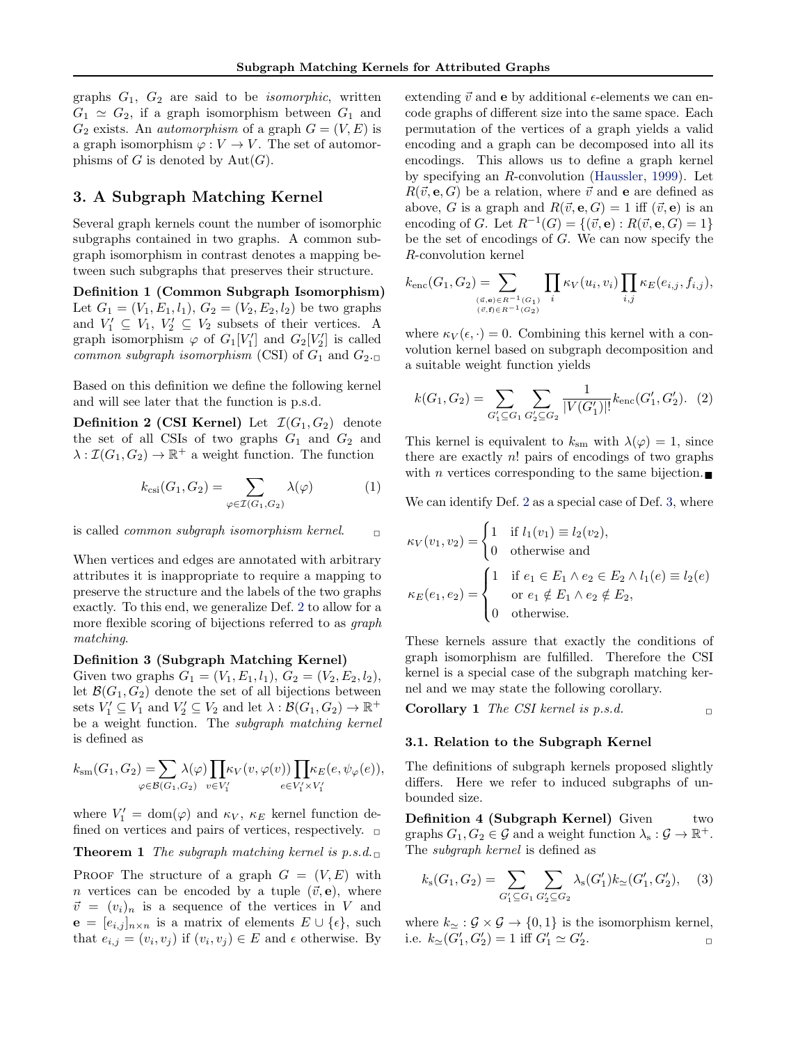graphs $G_1$, $G_2$ are said to be *isomorphic*, written $G_1 \simeq G_2$, if a graph isomorphism between $G_1$ and $G_2$ exists. An *automorphism* of a graph $G = (V, E)$ is a graph isomorphism $\varphi : V \to V$. The set of automorphisms of $G$ is denoted by $\mathrm{Aut}(G)$.

## 3. A Subgraph Matching Kernel

Several graph kernels count the number of isomorphic subgraphs contained in two graphs. A common subgraph isomorphism in contrast denotes a mapping between such subgraphs that preserves their structure.

**Definition 1 (Common Subgraph Isomorphism)** Let $G_1 = (V_1, E_1, l_1)$, $G_2 = (V_2, E_2, l_2)$ be two graphs and $V_1' \subseteq V_1$, $V_2' \subseteq V_2$ subsets of their vertices. A graph isomorphism $\varphi$ of $G_1[V_1']$ and $G_2[V_2']$ is called *common subgraph isomorphism* (CSI) of $G_1$ and $G_2$. □

Based on this definition we define the following kernel and will see later that the function is p.s.d.

**Definition 2 (CSI Kernel)** Let $\mathcal{I}(G_1, G_2)$ denote the set of all CSIs of two graphs $G_1$ and $G_2$ and $\lambda : \mathcal{I}(G_1, G_2) \to \mathbb{R}^+$ a weight function. The function

$$k_{\mathrm{csi}}(G_1, G_2) = \sum_{\varphi \in \mathcal{I}(G_1, G_2)} \lambda(\varphi) \qquad (1)$$

is called *common subgraph isomorphism kernel*. □

When vertices and edges are annotated with arbitrary attributes it is inappropriate to require a mapping to preserve the structure and the labels of the two graphs exactly. To this end, we generalize Def. 2 to allow for a more flexible scoring of bijections referred to as *graph matching*.

**Definition 3 (Subgraph Matching Kernel)** Given two graphs $G_1 = (V_1, E_1, l_1)$, $G_2 = (V_2, E_2, l_2)$, let $\mathcal{B}(G_1, G_2)$ denote the set of all bijections between sets $V_1' \subseteq V_1$ and $V_2' \subseteq V_2$ and let $\lambda : \mathcal{B}(G_1, G_2) \to \mathbb{R}^+$ be a weight function. The *subgraph matching kernel* is defined as

$$k_{\mathrm{sm}}(G_1, G_2) = \sum_{\varphi \in \mathcal{B}(G_1, G_2)} \lambda(\varphi) \prod_{v \in V_1'} \kappa_V(v, \varphi(v)) \prod_{e \in V_1' \times V_1'} \kappa_E(e, \psi_\varphi(e)),$$

where $V_1' = \mathrm{dom}(\varphi)$ and $\kappa_V$, $\kappa_E$ kernel function defined on vertices and pairs of vertices, respectively. □

**Theorem 1** *The subgraph matching kernel is p.s.d.* □

Proof The structure of a graph $G = (V, E)$ with $n$ vertices can be encoded by a tuple $(\vec{v}, \mathbf{e})$, where $\vec{v} = (v_i)_n$ is a sequence of the vertices in $V$ and $\mathbf{e} = [e_{i,j}]_{n \times n}$ is a matrix of elements $E \cup \{\epsilon\}$, such that $e_{i,j} = (v_i, v_j)$ if $(v_i, v_j) \in E$ and $\epsilon$ otherwise. By extending $\vec{v}$ and $\mathbf{e}$ by additional $\epsilon$-elements we can encode graphs of different size into the same space. Each permutation of the vertices of a graph yields a valid encoding and a graph can be decomposed into all its encodings. This allows us to define a graph kernel by specifying an $R$-convolution (Haussler, 1999). Let $R(\vec{v}, \mathbf{e}, G)$ be a relation, where $\vec{v}$ and $\mathbf{e}$ are defined as above, $G$ is a graph and $R(\vec{v}, \mathbf{e}, G) = 1$ iff $(\vec{v}, \mathbf{e})$ is an encoding of $G$. Let $R^{-1}(G) = \{(\vec{v}, \mathbf{e}) : R(\vec{v}, \mathbf{e}, G) = 1\}$ be the set of encodings of $G$. We can now specify the $R$-convolution kernel

$$k_{\mathrm{enc}}(G_1, G_2) = \sum_{\substack{(\vec{u}, \mathbf{e}) \in R^{-1}(G_1) \\ (\vec{v}, \mathbf{f}) \in R^{-1}(G_2)}} \prod_i \kappa_V(u_i, v_i) \prod_{i,j} \kappa_E(e_{i,j}, f_{i,j}),$$

where $\kappa_V(\epsilon, \cdot) = 0$. Combining this kernel with a convolution kernel based on subgraph decomposition and a suitable weight function yields

$$k(G_1, G_2) = \sum_{G_1' \subseteq G_1} \sum_{G_2' \subseteq G_2} \frac{1}{|V(G_1')|!} k_{\mathrm{enc}}(G_1', G_2'). \qquad (2)$$

This kernel is equivalent to $k_{\mathrm{sm}}$ with $\lambda(\varphi) = 1$, since there are exactly $n!$ pairs of encodings of two graphs with $n$ vertices corresponding to the same bijection. ■

We can identify Def. 2 as a special case of Def. 3, where

$$\kappa_V(v_1, v_2) = \begin{cases} 1 & \text{if } l_1(v_1) \equiv l_2(v_2), \\ 0 & \text{otherwise and} \end{cases}$$

$$\kappa_E(e_1, e_2) = \begin{cases} 1 & \text{if } e_1 \in E_1 \wedge e_2 \in E_2 \wedge l_1(e) \equiv l_2(e) \\ & \text{or } e_1 \notin E_1 \wedge e_2 \notin E_2, \\ 0 & \text{otherwise.} \end{cases}$$

These kernels assure that exactly the conditions of graph isomorphism are fulfilled. Therefore the CSI kernel is a special case of the subgraph matching kernel and we may state the following corollary.

**Corollary 1** *The CSI kernel is p.s.d.* □

### 3.1. Relation to the Subgraph Kernel

The definitions of subgraph kernels proposed slightly differs. Here we refer to induced subgraphs of unbounded size.

**Definition 4 (Subgraph Kernel)** Given two graphs $G_1, G_2 \in \mathcal{G}$ and a weight function $\lambda_{\mathrm{s}} : \mathcal{G} \to \mathbb{R}^+$. The *subgraph kernel* is defined as

$$k_{\mathrm{s}}(G_1, G_2) = \sum_{G_1' \subseteq G_1} \sum_{G_2' \subseteq G_2} \lambda_{\mathrm{s}}(G_1') k_{\simeq}(G_1', G_2'), \qquad (3)$$

where $k_{\simeq} : \mathcal{G} \times \mathcal{G} \to \{0, 1\}$ is the isomorphism kernel, i.e. $k_{\simeq}(G_1', G_2') = 1$ iff $G_1' \simeq G_2'$. □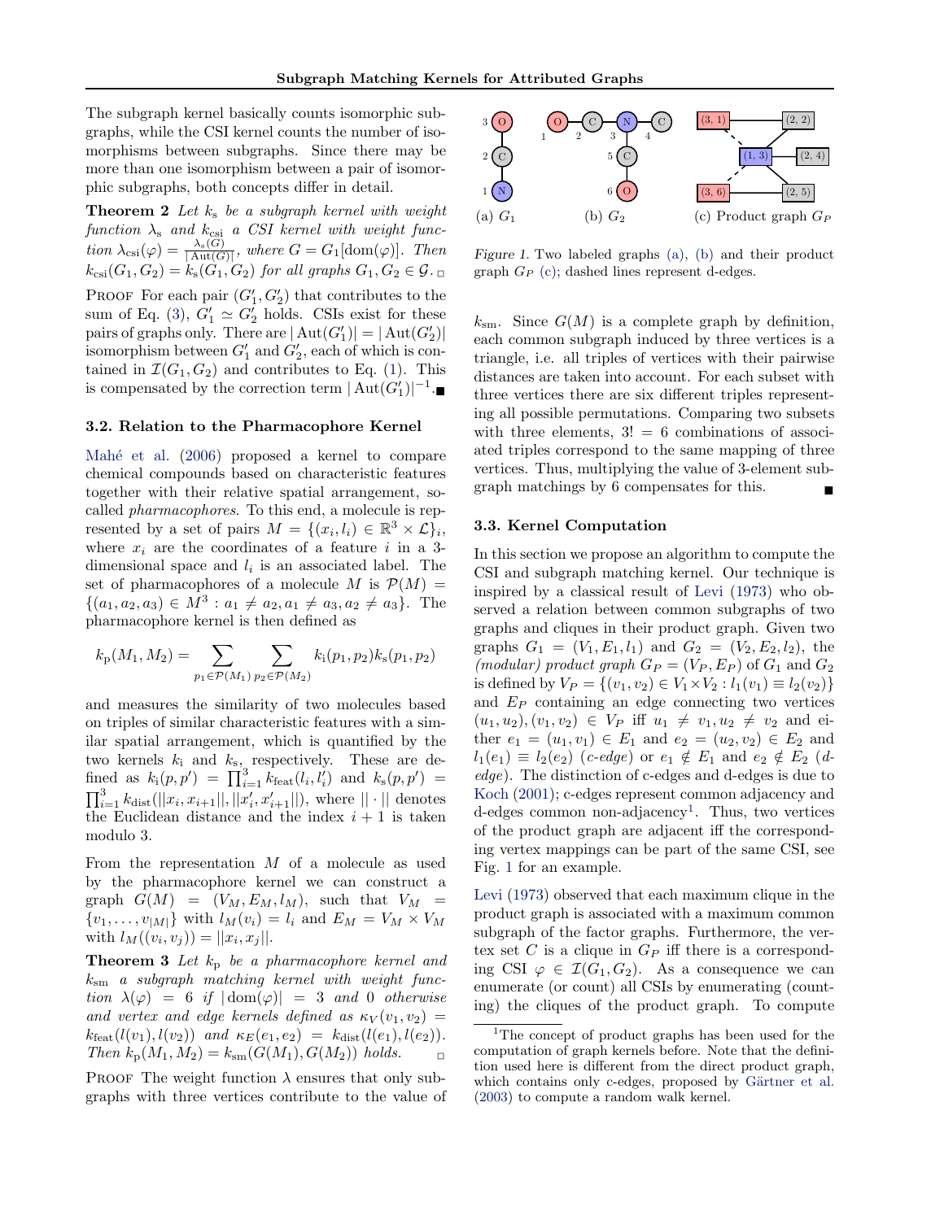The subgraph kernel basically counts isomorphic subgraphs, while the CSI kernel counts the number of isomorphisms between subgraphs. Since there may be more than one isomorphism between a pair of isomorphic subgraphs, both concepts differ in detail.

**Theorem 2** *Let $k_\text{s}$ be a subgraph kernel with weight function $\lambda_\text{s}$ and $k_\text{csi}$ a CSI kernel with weight function $\lambda_\text{csi}(\varphi) = \frac{\lambda_\text{s}(G)}{|\operatorname{Aut}(G)|}$, where $G = G_1[\operatorname{dom}(\varphi)]$. Then $k_\text{csi}(G_1, G_2) = k_\text{s}(G_1, G_2)$ for all graphs $G_1, G_2 \in \mathcal{G}$.* □

Proof For each pair $(G'_1, G'_2)$ that contributes to the sum of Eq. (3), $G'_1 \simeq G'_2$ holds. CSIs exist for these pairs of graphs only. There are $|\operatorname{Aut}(G'_1)| = |\operatorname{Aut}(G'_2)|$ isomorphism between $G'_1$ and $G'_2$, each of which is contained in $\mathcal{I}(G_1, G_2)$ and contributes to Eq. (1). This is compensated by the correction term $|\operatorname{Aut}(G'_1)|^{-1}$. ■

### 3.2. Relation to the Pharmacophore Kernel

Mahé et al. (2006) proposed a kernel to compare chemical compounds based on characteristic features together with their relative spatial arrangement, so-called *pharmacophores*. To this end, a molecule is represented by a set of pairs $M = \{(x_i, l_i) \in \mathbb{R}^3 \times \mathcal{L}\}_i$, where $x_i$ are the coordinates of a feature $i$ in a 3-dimensional space and $l_i$ is an associated label. The set of pharmacophores of a molecule $M$ is $\mathcal{P}(M) = \{(a_1, a_2, a_3) \in M^3 : a_1 \neq a_2, a_1 \neq a_3, a_2 \neq a_3\}$. The pharmacophore kernel is then defined as

$$k_\text{p}(M_1, M_2) = \sum_{p_1 \in \mathcal{P}(M_1)} \sum_{p_2 \in \mathcal{P}(M_2)} k_\text{i}(p_1, p_2) k_\text{s}(p_1, p_2)$$

and measures the similarity of two molecules based on triples of similar characteristic features with a similar spatial arrangement, which is quantified by the two kernels $k_\text{i}$ and $k_\text{s}$, respectively. These are defined as $k_\text{i}(p, p') = \prod_{i=1}^{3} k_\text{feat}(l_i, l'_i)$ and $k_\text{s}(p, p') = \prod_{i=1}^{3} k_\text{dist}(||x_i, x_{i+1}||, ||x'_i, x'_{i+1}||)$, where $||\cdot||$ denotes the Euclidean distance and the index $i+1$ is taken modulo 3.

From the representation $M$ of a molecule as used by the pharmacophore kernel we can construct a graph $G(M) = (V_M, E_M, l_M)$, such that $V_M = \{v_1, \dots, v_{|M|}\}$ with $l_M(v_i) = l_i$ and $E_M = V_M \times V_M$ with $l_M((v_i, v_j)) = ||x_i, x_j||$.

**Theorem 3** *Let $k_\text{p}$ be a pharmacophore kernel and $k_\text{sm}$ a subgraph matching kernel with weight function $\lambda(\varphi) = 6$ if $|\operatorname{dom}(\varphi)| = 3$ and $0$ otherwise and vertex and edge kernels defined as $\kappa_V(v_1, v_2) = k_\text{feat}(l(v_1), l(v_2))$ and $\kappa_E(e_1, e_2) = k_\text{dist}(l(e_1), l(e_2))$. Then $k_\text{p}(M_1, M_2) = k_\text{sm}(G(M_1), G(M_2))$ holds.* □

Proof The weight function $\lambda$ ensures that only subgraphs with three vertices contribute to the value of $k_\text{sm}$. Since $G(M)$ is a complete graph by definition, each common subgraph induced by three vertices is a triangle, i.e. all triples of vertices with their pairwise distances are taken into account. For each subset with three vertices there are six different triples representing all possible permutations. Comparing two subsets with three elements, $3! = 6$ combinations of associated triples correspond to the same mapping of three vertices. Thus, multiplying the value of 3-element subgraph matchings by 6 compensates for this. ■

(a) $G_1$ (b) $G_2$ (c) Product graph $G_P$

*Figure 1.* Two labeled graphs (a), (b) and their product graph $G_P$ (c); dashed lines represent d-edges.

### 3.3. Kernel Computation

In this section we propose an algorithm to compute the CSI and subgraph matching kernel. Our technique is inspired by a classical result of Levi (1973) who observed a relation between common subgraphs of two graphs and cliques in their product graph. Given two graphs $G_1 = (V_1, E_1, l_1)$ and $G_2 = (V_2, E_2, l_2)$, the *(modular) product graph* $G_P = (V_P, E_P)$ of $G_1$ and $G_2$ is defined by $V_P = \{(v_1, v_2) \in V_1 \times V_2 : l_1(v_1) \equiv l_2(v_2)\}$ and $E_P$ containing an edge connecting two vertices $(u_1, u_2), (v_1, v_2) \in V_P$ iff $u_1 \neq v_1, u_2 \neq v_2$ and either $e_1 = (u_1, v_1) \in E_1$ and $e_2 = (u_2, v_2) \in E_2$ and $l_1(e_1) \equiv l_2(e_2)$ (*c-edge*) or $e_1 \notin E_1$ and $e_2 \notin E_2$ (*d-edge*). The distinction of c-edges and d-edges is due to Koch (2001); c-edges represent common adjacency and d-edges common non-adjacency[1]. Thus, two vertices of the product graph are adjacent iff the corresponding vertex mappings can be part of the same CSI, see Fig. 1 for an example.

Levi (1973) observed that each maximum clique in the product graph is associated with a maximum common subgraph of the factor graphs. Furthermore, the vertex set $C$ is a clique in $G_P$ iff there is a corresponding CSI $\varphi \in \mathcal{I}(G_1, G_2)$. As a consequence we can enumerate (or count) all CSIs by enumerating (counting) the cliques of the product graph. To compute

[1] The concept of product graphs has been used for the computation of graph kernels before. Note that the definition used here is different from the direct product graph, which contains only c-edges, proposed by Gärtner et al. (2003) to compute a random walk kernel.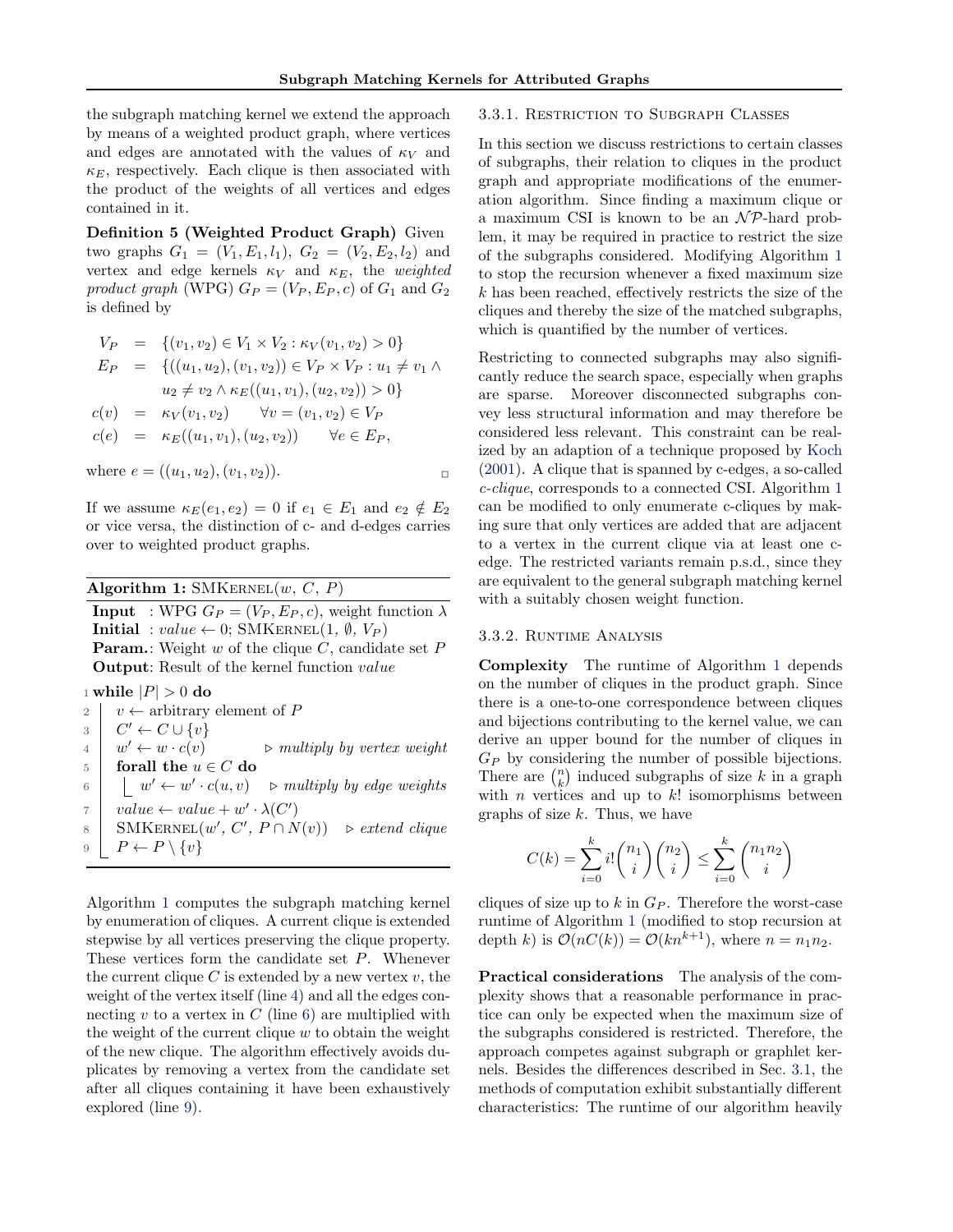the subgraph matching kernel we extend the approach by means of a weighted product graph, where vertices and edges are annotated with the values of $\kappa_V$ and $\kappa_E$, respectively. Each clique is then associated with the product of the weights of all vertices and edges contained in it.

**Definition 5 (Weighted Product Graph)** Given two graphs $G_1 = (V_1, E_1, l_1)$, $G_2 = (V_2, E_2, l_2)$ and vertex and edge kernels $\kappa_V$ and $\kappa_E$, the *weighted product graph* (WPG) $G_P = (V_P, E_P, c)$ of $G_1$ and $G_2$ is defined by

$$
\begin{aligned}
V_P &= \{(v_1, v_2) \in V_1 \times V_2 : \kappa_V(v_1, v_2) > 0\} \\
E_P &= \{((u_1, u_2), (v_1, v_2)) \in V_P \times V_P : u_1 \neq v_1 \wedge \\
&\qquad u_2 \neq v_2 \wedge \kappa_E((u_1, v_1), (u_2, v_2)) > 0\} \\
c(v) &= \kappa_V(v_1, v_2) \qquad \forall v = (v_1, v_2) \in V_P \\
c(e) &= \kappa_E((u_1, v_1), (u_2, v_2)) \qquad \forall e \in E_P,
\end{aligned}
$$

where $e = ((u_1, u_2), (v_1, v_2))$. □

If we assume $\kappa_E(e_1, e_2) = 0$ if $e_1 \in E_1$ and $e_2 \notin E_2$ or vice versa, the distinction of c- and d-edges carries over to weighted product graphs.

**Algorithm 1:** SMKernel($w$, $C$, $P$)

**Input** : WPG $G_P = (V_P, E_P, c)$, weight function $\lambda$
**Initial** : $value \leftarrow 0$; SMKernel($1$, $\emptyset$, $V_P$)
**Param.**: Weight $w$ of the clique $C$, candidate set $P$
**Output**: Result of the kernel function $value$

```
1 while |P| > 0 do
2     v ← arbitrary element of P
3     C' ← C ∪ {v}
4     w' ← w · c(v)                 ▷ multiply by vertex weight
5     forall the u ∈ C do
6         w' ← w' · c(u, v)         ▷ multiply by edge weights
7     value ← value + w' · λ(C')
8     SMKernel(w', C', P ∩ N(v))    ▷ extend clique
9     P ← P \ {v}
```

Algorithm 1 computes the subgraph matching kernel by enumeration of cliques. A current clique is extended stepwise by all vertices preserving the clique property. These vertices form the candidate set $P$. Whenever the current clique $C$ is extended by a new vertex $v$, the weight of the vertex itself (line 4) and all the edges connecting $v$ to a vertex in $C$ (line 6) are multiplied with the weight of the current clique $w$ to obtain the weight of the new clique. The algorithm effectively avoids duplicates by removing a vertex from the candidate set after all cliques containing it have been exhaustively explored (line 9).

#### 3.3.1. Restriction to Subgraph Classes

In this section we discuss restrictions to certain classes of subgraphs, their relation to cliques in the product graph and appropriate modifications of the enumeration algorithm. Since finding a maximum clique or a maximum CSI is known to be an $\mathcal{NP}$-hard problem, it may be required in practice to restrict the size of the subgraphs considered. Modifying Algorithm 1 to stop the recursion whenever a fixed maximum size $k$ has been reached, effectively restricts the size of the cliques and thereby the size of the matched subgraphs, which is quantified by the number of vertices.

Restricting to connected subgraphs may also significantly reduce the search space, especially when graphs are sparse. Moreover disconnected subgraphs convey less structural information and may therefore be considered less relevant. This constraint can be realized by an adaption of a technique proposed by Koch (2001). A clique that is spanned by c-edges, a so-called *c-clique*, corresponds to a connected CSI. Algorithm 1 can be modified to only enumerate c-cliques by making sure that only vertices are added that are adjacent to a vertex in the current clique via at least one c-edge. The restricted variants remain p.s.d., since they are equivalent to the general subgraph matching kernel with a suitably chosen weight function.

#### 3.3.2. Runtime Analysis

**Complexity** The runtime of Algorithm 1 depends on the number of cliques in the product graph. Since there is a one-to-one correspondence between cliques and bijections contributing to the kernel value, we can derive an upper bound for the number of cliques in $G_P$ by considering the number of possible bijections. There are $\binom{n}{k}$ induced subgraphs of size $k$ in a graph with $n$ vertices and up to $k!$ isomorphisms between graphs of size $k$. Thus, we have

$$C(k) = \sum_{i=0}^{k} i! \binom{n_1}{i} \binom{n_2}{i} \leq \sum_{i=0}^{k} \binom{n_1 n_2}{i}$$

cliques of size up to $k$ in $G_P$. Therefore the worst-case runtime of Algorithm 1 (modified to stop recursion at depth $k$) is $\mathcal{O}(nC(k)) = \mathcal{O}(kn^{k+1})$, where $n = n_1 n_2$.

**Practical considerations** The analysis of the complexity shows that a reasonable performance in practice can only be expected when the maximum size of the subgraphs considered is restricted. Therefore, the approach competes against subgraph or graphlet kernels. Besides the differences described in Sec. 3.1, the methods of computation exhibit substantially different characteristics: The runtime of our algorithm heavily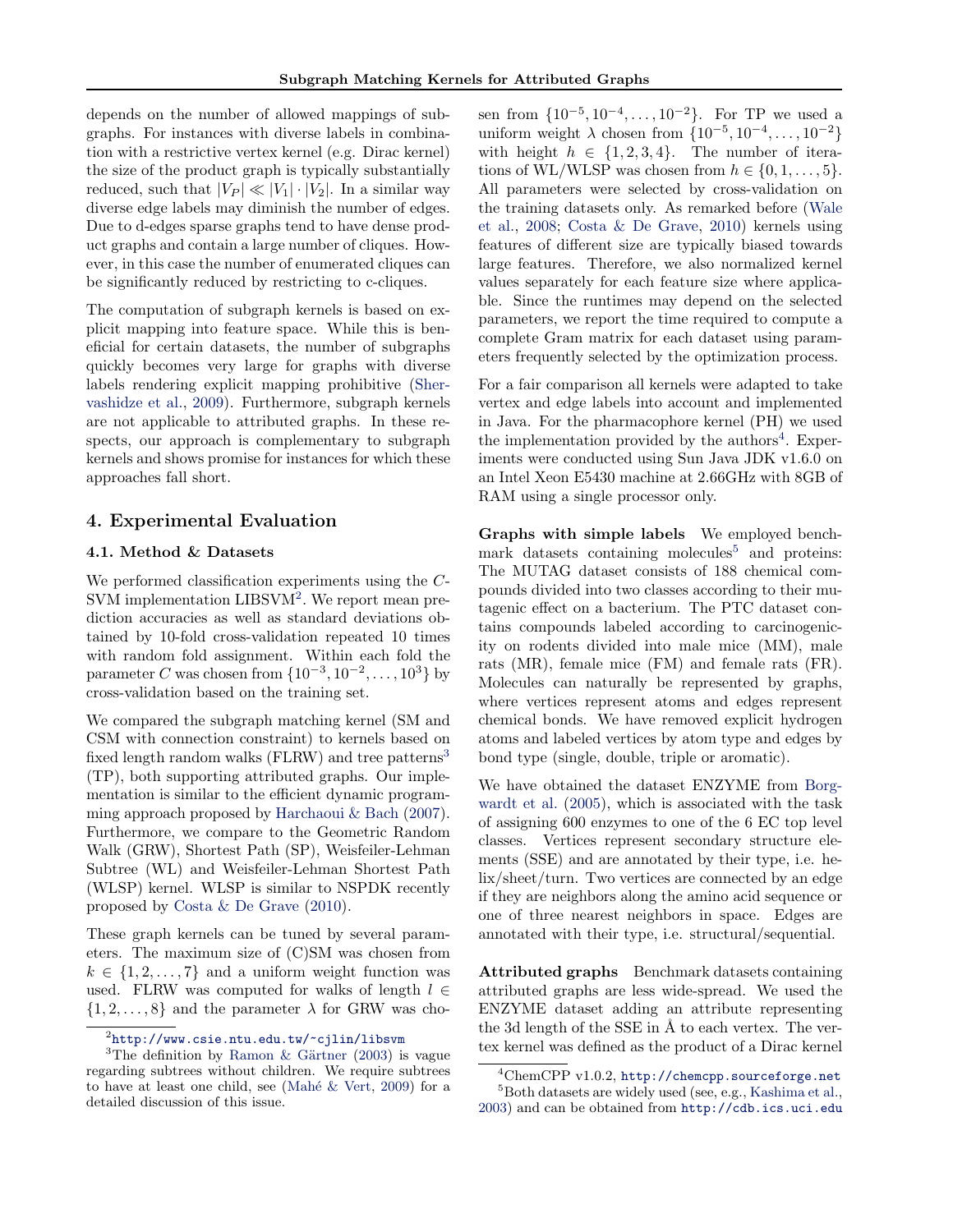depends on the number of allowed mappings of subgraphs. For instances with diverse labels in combination with a restrictive vertex kernel (e.g. Dirac kernel) the size of the product graph is typically substantially reduced, such that $|V_P| \ll |V_1| \cdot |V_2|$. In a similar way diverse edge labels may diminish the number of edges. Due to d-edges sparse graphs tend to have dense product graphs and contain a large number of cliques. However, in this case the number of enumerated cliques can be significantly reduced by restricting to c-cliques.

The computation of subgraph kernels is based on explicit mapping into feature space. While this is beneficial for certain datasets, the number of subgraphs quickly becomes very large for graphs with diverse labels rendering explicit mapping prohibitive (Shervashidze et al., 2009). Furthermore, subgraph kernels are not applicable to attributed graphs. In these respects, our approach is complementary to subgraph kernels and shows promise for instances for which these approaches fall short.

## 4. Experimental Evaluation

### 4.1. Method & Datasets

We performed classification experiments using the $C$-SVM implementation LIBSVM[2]. We report mean prediction accuracies as well as standard deviations obtained by 10-fold cross-validation repeated 10 times with random fold assignment. Within each fold the parameter $C$ was chosen from $\{10^{-3}, 10^{-2}, \dots, 10^{3}\}$ by cross-validation based on the training set.

We compared the subgraph matching kernel (SM and CSM with connection constraint) to kernels based on fixed length random walks (FLRW) and tree patterns[3] (TP), both supporting attributed graphs. Our implementation is similar to the efficient dynamic programming approach proposed by Harchaoui & Bach (2007). Furthermore, we compare to the Geometric Random Walk (GRW), Shortest Path (SP), Weisfeiler-Lehman Subtree (WL) and Weisfeiler-Lehman Shortest Path (WLSP) kernel. WLSP is similar to NSPDK recently proposed by Costa & De Grave (2010).

These graph kernels can be tuned by several parameters. The maximum size of (C)SM was chosen from $k \in \{1, 2, \dots, 7\}$ and a uniform weight function was used. FLRW was computed for walks of length $l \in \{1, 2, \dots, 8\}$ and the parameter $\lambda$ for GRW was chosen from $\{10^{-5}, 10^{-4}, \dots, 10^{-2}\}$. For TP we used a uniform weight $\lambda$ chosen from $\{10^{-5}, 10^{-4}, \dots, 10^{-2}\}$ with height $h \in \{1, 2, 3, 4\}$. The number of iterations of WL/WLSP was chosen from $h \in \{0, 1, \dots, 5\}$. All parameters were selected by cross-validation on the training datasets only. As remarked before (Wale et al., 2008; Costa & De Grave, 2010) kernels using features of different size are typically biased towards large features. Therefore, we also normalized kernel values separately for each feature size where applicable. Since the runtimes may depend on the selected parameters, we report the time required to compute a complete Gram matrix for each dataset using parameters frequently selected by the optimization process.

For a fair comparison all kernels were adapted to take vertex and edge labels into account and implemented in Java. For the pharmacophore kernel (PH) we used the implementation provided by the authors[4]. Experiments were conducted using Sun Java JDK v1.6.0 on an Intel Xeon E5430 machine at 2.66GHz with 8GB of RAM using a single processor only.

**Graphs with simple labels** We employed benchmark datasets containing molecules[5] and proteins: The MUTAG dataset consists of 188 chemical compounds divided into two classes according to their mutagenic effect on a bacterium. The PTC dataset contains compounds labeled according to carcinogenicity on rodents divided into male mice (MM), male rats (MR), female mice (FM) and female rats (FR). Molecules can naturally be represented by graphs, where vertices represent atoms and edges represent chemical bonds. We have removed explicit hydrogen atoms and labeled vertices by atom type and edges by bond type (single, double, triple or aromatic).

We have obtained the dataset ENZYME from Borgwardt et al. (2005), which is associated with the task of assigning 600 enzymes to one of the 6 EC top level classes. Vertices represent secondary structure elements (SSE) and are annotated by their type, i.e. helix/sheet/turn. Two vertices are connected by an edge if they are neighbors along the amino acid sequence or one of three nearest neighbors in space. Edges are annotated with their type, i.e. structural/sequential.

**Attributed graphs** Benchmark datasets containing attributed graphs are less wide-spread. We used the ENZYME dataset adding an attribute representing the 3d length of the SSE in Å to each vertex. The vertex kernel was defined as the product of a Dirac kernel

---

[2] http://www.csie.ntu.edu.tw/~cjlin/libsvm

[3] The definition by Ramon & Gärtner (2003) is vague regarding subtrees without children. We require subtrees to have at least one child, see (Mahé & Vert, 2009) for a detailed discussion of this issue.

[4] ChemCPP v1.0.2, http://chemcpp.sourceforge.net

[5] Both datasets are widely used (see, e.g., Kashima et al., 2003) and can be obtained from http://cdb.ics.uci.edu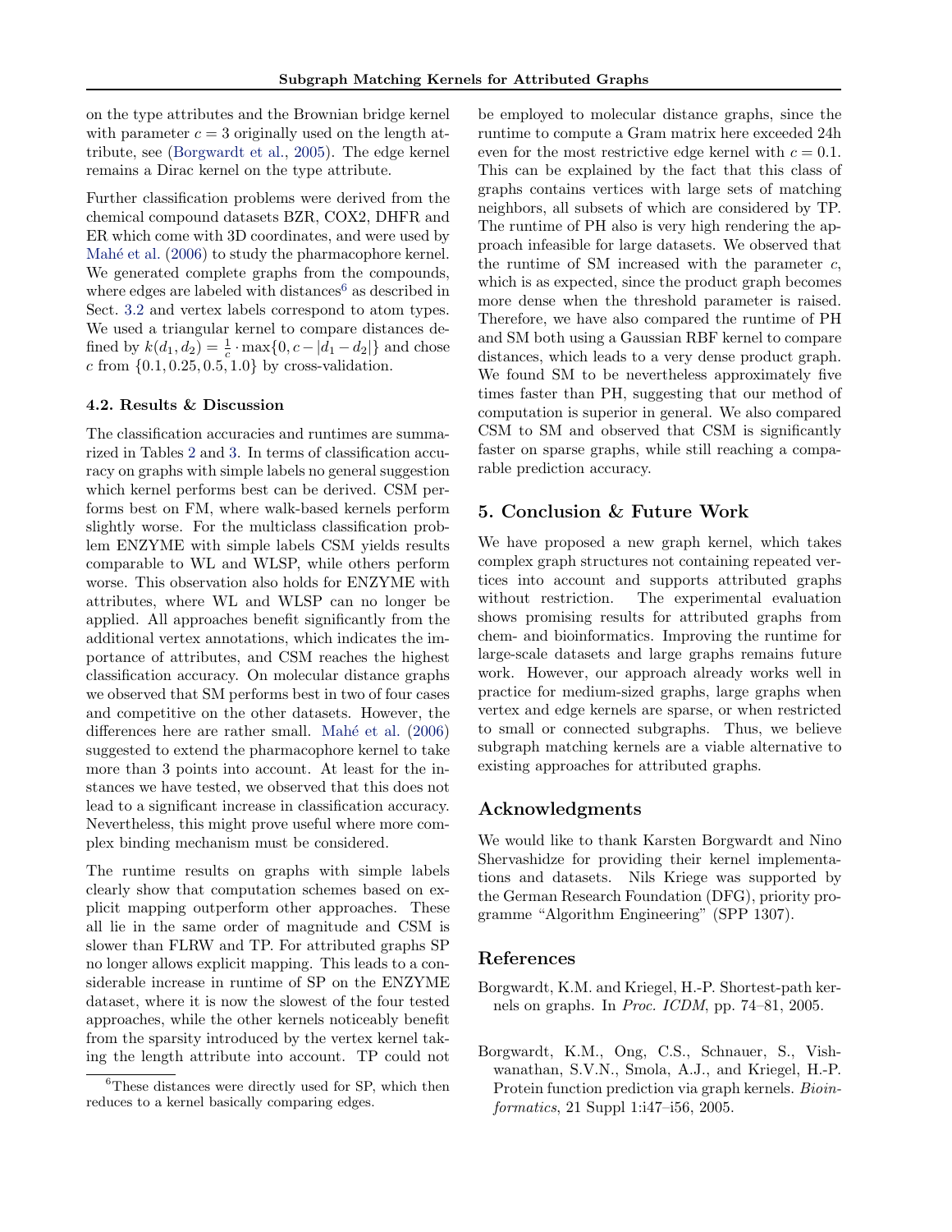on the type attributes and the Brownian bridge kernel with parameter $c = 3$ originally used on the length attribute, see (Borgwardt et al., 2005). The edge kernel remains a Dirac kernel on the type attribute.

Further classification problems were derived from the chemical compound datasets BZR, COX2, DHFR and ER which come with 3D coordinates, and were used by Mahé et al. (2006) to study the pharmacophore kernel. We generated complete graphs from the compounds, where edges are labeled with distances[6] as described in Sect. 3.2 and vertex labels correspond to atom types. We used a triangular kernel to compare distances defined by $k(d_1, d_2) = \frac{1}{c} \cdot \max\{0, c - |d_1 - d_2|\}$ and chose $c$ from $\{0.1, 0.25, 0.5, 1.0\}$ by cross-validation.

[6] These distances were directly used for SP, which then reduces to a kernel basically comparing edges.

### 4.2. Results & Discussion

The classification accuracies and runtimes are summarized in Tables 2 and 3. In terms of classification accuracy on graphs with simple labels no general suggestion which kernel performs best can be derived. CSM performs best on FM, where walk-based kernels perform slightly worse. For the multiclass classification problem ENZYME with simple labels CSM yields results comparable to WL and WLSP, while others perform worse. This observation also holds for ENZYME with attributes, where WL and WLSP can no longer be applied. All approaches benefit significantly from the additional vertex annotations, which indicates the importance of attributes, and CSM reaches the highest classification accuracy. On molecular distance graphs we observed that SM performs best in two of four cases and competitive on the other datasets. However, the differences here are rather small. Mahé et al. (2006) suggested to extend the pharmacophore kernel to take more than 3 points into account. At least for the instances we have tested, we observed that this does not lead to a significant increase in classification accuracy. Nevertheless, this might prove useful where more complex binding mechanism must be considered.

The runtime results on graphs with simple labels clearly show that computation schemes based on explicit mapping outperform other approaches. These all lie in the same order of magnitude and CSM is slower than FLRW and TP. For attributed graphs SP no longer allows explicit mapping. This leads to a considerable increase in runtime of SP on the ENZYME dataset, where it is now the slowest of the four tested approaches, while the other kernels noticeably benefit from the sparsity introduced by the vertex kernel taking the length attribute into account. TP could not be employed to molecular distance graphs, since the runtime to compute a Gram matrix here exceeded 24h even for the most restrictive edge kernel with $c = 0.1$. This can be explained by the fact that this class of graphs contains vertices with large sets of matching neighbors, all subsets of which are considered by TP. The runtime of PH also is very high rendering the approach infeasible for large datasets. We observed that the runtime of SM increased with the parameter $c$, which is as expected, since the product graph becomes more dense when the threshold parameter is raised. Therefore, we have also compared the runtime of PH and SM both using a Gaussian RBF kernel to compare distances, which leads to a very dense product graph. We found SM to be nevertheless approximately five times faster than PH, suggesting that our method of computation is superior in general. We also compared CSM to SM and observed that CSM is significantly faster on sparse graphs, while still reaching a comparable prediction accuracy.

## 5. Conclusion & Future Work

We have proposed a new graph kernel, which takes complex graph structures not containing repeated vertices into account and supports attributed graphs without restriction. The experimental evaluation shows promising results for attributed graphs from chem- and bioinformatics. Improving the runtime for large-scale datasets and large graphs remains future work. However, our approach already works well in practice for medium-sized graphs, large graphs when vertex and edge kernels are sparse, or when restricted to small or connected subgraphs. Thus, we believe subgraph matching kernels are a viable alternative to existing approaches for attributed graphs.

## Acknowledgments

We would like to thank Karsten Borgwardt and Nino Shervashidze for providing their kernel implementations and datasets. Nils Kriege was supported by the German Research Foundation (DFG), priority programme "Algorithm Engineering" (SPP 1307).

## References

Borgwardt, K.M. and Kriegel, H.-P. Shortest-path kernels on graphs. In *Proc. ICDM*, pp. 74–81, 2005.

Borgwardt, K.M., Ong, C.S., Schnauer, S., Vishwanathan, S.V.N., Smola, A.J., and Kriegel, H.-P. Protein function prediction via graph kernels. *Bioinformatics*, 21 Suppl 1:i47–i56, 2005.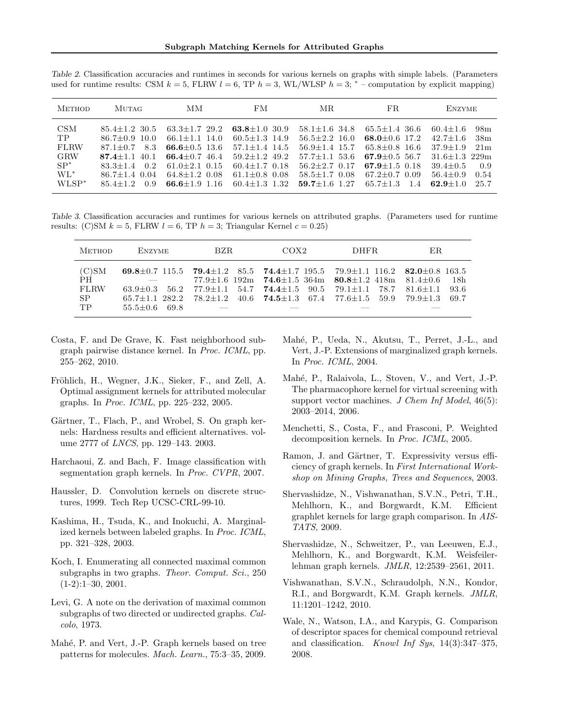*Table 2.* Classification accuracies and runtimes in seconds for various kernels on graphs with simple labels. (Parameters used for runtime results: CSM $k = 5$, FLRW $l = 6$, TP $h = 3$, WL/WLSP $h = 3$; * – computation by explicit mapping)

| Method | Mutag | | MM | | FM | | MR | | FR | | Enzyme | |
|---|---|---|---|---|---|---|---|---|---|---|---|---|
| CSM | 85.4±1.2 | 30.5 | 63.3±1.7 | 29.2 | **63.8**±1.0 | 30.9 | 58.1±1.6 | 34.8 | 65.5±1.4 | 36.6 | 60.4±1.6 | 98m |
| TP | 86.7±0.9 | 10.0 | 66.1±1.1 | 14.0 | 60.5±1.3 | 14.9 | 56.5±2.2 | 16.0 | **68.0**±0.6 | 17.2 | 42.7±1.6 | 38m |
| FLRW | 87.1±0.7 | 8.3 | **66.6**±0.5 | 13.6 | 57.1±1.4 | 14.5 | 56.9±1.4 | 15.7 | 65.8±0.8 | 16.6 | 37.9±1.9 | 21m |
| GRW | **87.4**±1.1 | 40.1 | **66.4**±0.7 | 46.4 | 59.2±1.2 | 49.2 | 57.7±1.1 | 53.6 | **67.9**±0.5 | 56.7 | 31.6±1.3 | 229m |
| SP* | 83.3±1.4 | 0.2 | 61.0±2.1 | 0.15 | 60.4±1.7 | 0.18 | 56.2±2.7 | 0.17 | **67.9**±1.5 | 0.18 | 39.4±0.5 | 0.9 |
| WL* | 86.7±1.4 | 0.04 | 64.8±1.2 | 0.08 | 61.1±0.8 | 0.08 | 58.5±1.7 | 0.08 | 67.2±0.7 | 0.09 | 56.4±0.9 | 0.54 |
| WLSP* | 85.4±1.2 | 0.9 | **66.6**±1.9 | 1.16 | 60.4±1.3 | 1.32 | **59.7**±1.6 | 1.27 | 65.7±1.3 | 1.4 | **62.9**±1.0 | 25.7 |

*Table 3.* Classification accuracies and runtimes for various kernels on attributed graphs. (Parameters used for runtime results: (C)SM $k = 5$, FLRW $l = 6$, TP $h = 3$; Triangular Kernel $c = 0.25$)

| Method | Enzyme | | BZR | | COX2 | | DHFR | | ER | |
|---|---|---|---|---|---|---|---|---|---|---|
| (C)SM | **69.8**±0.7 | 115.5 | **79.4**±1.2 | 85.5 | **74.4**±1.7 | 195.5 | 79.9±1.1 | 116.2 | **82.0**±0.8 | 163.5 |
| PH | — | | 77.9±1.6 | 192m | **74.6**±1.5 | 364m | **80.8**±1.2 | 418m | 81.4±0.6 | 18h |
| FLRW | 63.9±0.3 | 56.2 | 77.9±1.1 | 54.7 | **74.4**±1.5 | 90.5 | 79.1±1.1 | 78.7 | 81.6±1.1 | 93.6 |
| SP | 65.7±1.1 | 282.2 | 78.2±1.2 | 40.6 | **74.5**±1.3 | 67.4 | 77.6±1.5 | 59.9 | 79.9±1.3 | 69.7 |
| TP | 55.5±0.6 | 69.8 | — | | — | | — | | — | |

Costa, F. and De Grave, K. Fast neighborhood subgraph pairwise distance kernel. In *Proc. ICML*, pp. 255–262, 2010.

Fröhlich, H., Wegner, J.K., Sieker, F., and Zell, A. Optimal assignment kernels for attributed molecular graphs. In *Proc. ICML*, pp. 225–232, 2005.

Gärtner, T., Flach, P., and Wrobel, S. On graph kernels: Hardness results and efficient alternatives. volume 2777 of *LNCS*, pp. 129–143. 2003.

Harchaoui, Z. and Bach, F. Image classification with segmentation graph kernels. In *Proc. CVPR*, 2007.

Haussler, D. Convolution kernels on discrete structures, 1999. Tech Rep UCSC-CRL-99-10.

Kashima, H., Tsuda, K., and Inokuchi, A. Marginalized kernels between labeled graphs. In *Proc. ICML*, pp. 321–328, 2003.

Koch, I. Enumerating all connected maximal common subgraphs in two graphs. *Theor. Comput. Sci.*, 250 (1-2):1–30, 2001.

Levi, G. A note on the derivation of maximal common subgraphs of two directed or undirected graphs. *Calcolo*, 1973.

Mahé, P. and Vert, J.-P. Graph kernels based on tree patterns for molecules. *Mach. Learn.*, 75:3–35, 2009.

Mahé, P., Ueda, N., Akutsu, T., Perret, J.-L., and Vert, J.-P. Extensions of marginalized graph kernels. In *Proc. ICML*, 2004.

Mahé, P., Ralaivola, L., Stoven, V., and Vert, J.-P. The pharmacophore kernel for virtual screening with support vector machines. *J Chem Inf Model*, 46(5): 2003–2014, 2006.

Menchetti, S., Costa, F., and Frasconi, P. Weighted decomposition kernels. In *Proc. ICML*, 2005.

Ramon, J. and Gärtner, T. Expressivity versus efficiency of graph kernels. In *First International Workshop on Mining Graphs, Trees and Sequences*, 2003.

Shervashidze, N., Vishwanathan, S.V.N., Petri, T.H., Mehlhorn, K., and Borgwardt, K.M. Efficient graphlet kernels for large graph comparison. In *AISTATS*, 2009.

Shervashidze, N., Schweitzer, P., van Leeuwen, E.J., Mehlhorn, K., and Borgwardt, K.M. Weisfeiler-lehman graph kernels. *JMLR*, 12:2539–2561, 2011.

Vishwanathan, S.V.N., Schraudolph, N.N., Kondor, R.I., and Borgwardt, K.M. Graph kernels. *JMLR*, 11:1201–1242, 2010.

Wale, N., Watson, I.A., and Karypis, G. Comparison of descriptor spaces for chemical compound retrieval and classification. *Knowl Inf Sys*, 14(3):347–375, 2008.